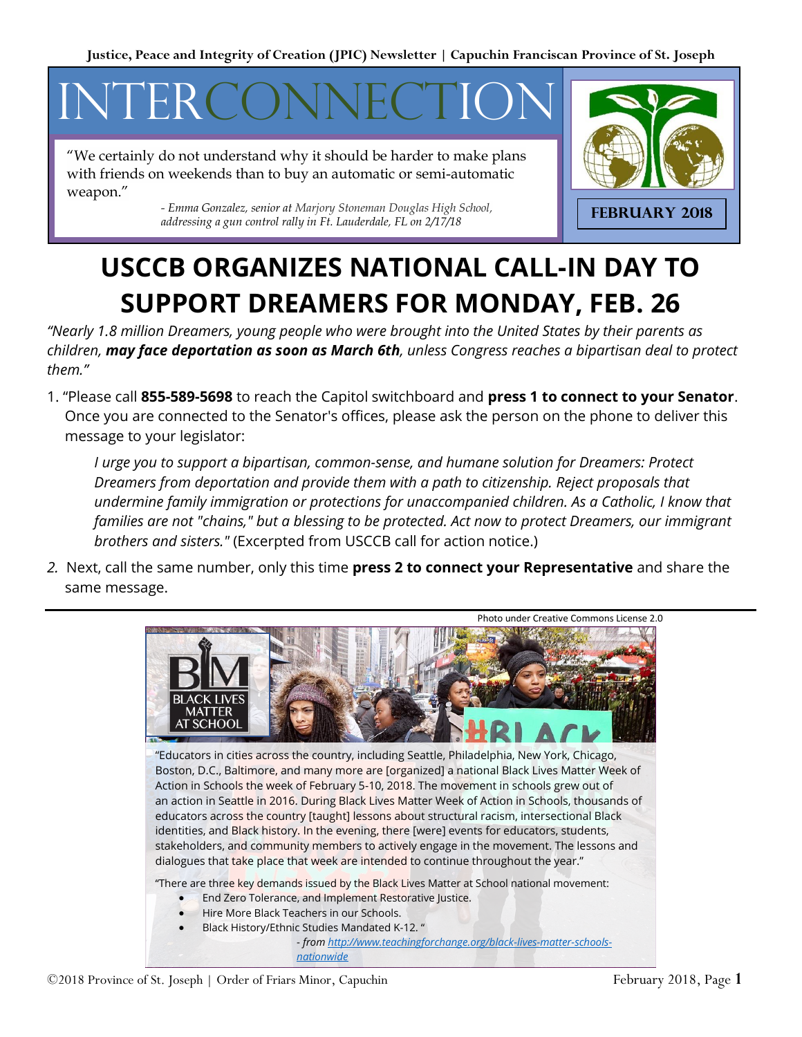Justice, Peace and Integrity of Creation (JPIC) Newsletter | Capuchin Franciscan Province of St. Joseph

# INTERCONNECTION

"We certainly do not understand why it should be harder to make plans with friends on weekends than to buy an automatic or semi-automatic weapon."

*- Emma Gonzalez, senior at Marjory Stoneman Douglas High School, addressing a gun control rally in Ft. Lauderdale, FL on 2/17/18*

**FEBRUARY 2018**

# USCCB ORGANIZES NATIONAL CALL-IN DAY TO SUPPORT DREAMERS FOR MONDAY, FEB. 26

*"Nearly 1.8 million Dreamers, young people who were brought into the United States by their parents as children, **may face deportation as soon as March 6th**, unless Congress reaches a bipartisan deal to protect them."*

1. "Please call **855-589-5698** to reach the Capitol switchboard and **press 1 to connect to your Senator**. Once you are connected to the Senator's offices, please ask the person on the phone to deliver this message to your legislator:

   *I urge you to support a bipartisan, common-sense, and humane solution for Dreamers: Protect Dreamers from deportation and provide them with a path to citizenship. Reject proposals that undermine family immigration or protections for unaccompanied children. As a Catholic, I know that families are not "chains," but a blessing to be protected. Act now to protect Dreamers, our immigrant brothers and sisters."* (Excerpted from USCCB call for action notice.)

2. Next, call the same number, only this time **press 2 to connect your Representative** and share the same message.

Photo under Creative Commons License 2.0

"Educators in cities across the country, including Seattle, Philadelphia, New York, Chicago, Boston, D.C., Baltimore, and many more are [organized] a national Black Lives Matter Week of Action in Schools the week of February 5-10, 2018. The movement in schools grew out of an action in Seattle in 2016. During Black Lives Matter Week of Action in Schools, thousands of educators across the country [taught] lessons about structural racism, intersectional Black identities, and Black history. In the evening, there [were] events for educators, students, stakeholders, and community members to actively engage in the movement. The lessons and dialogues that take place that week are intended to continue throughout the year."

"There are three key demands issued by the Black Lives Matter at School national movement:

- End Zero Tolerance, and Implement Restorative Justice.
- Hire More Black Teachers in our Schools.
- Black History/Ethnic Studies Mandated K-12. "

*- from [http://www.teachingforchange.org/black-lives-matter-schools-nationwide](http://www.teachingforchange.org/black-lives-matter-schools-nationwide)*

©2018 Province of St. Joseph | Order of Friars Minor, Capuchin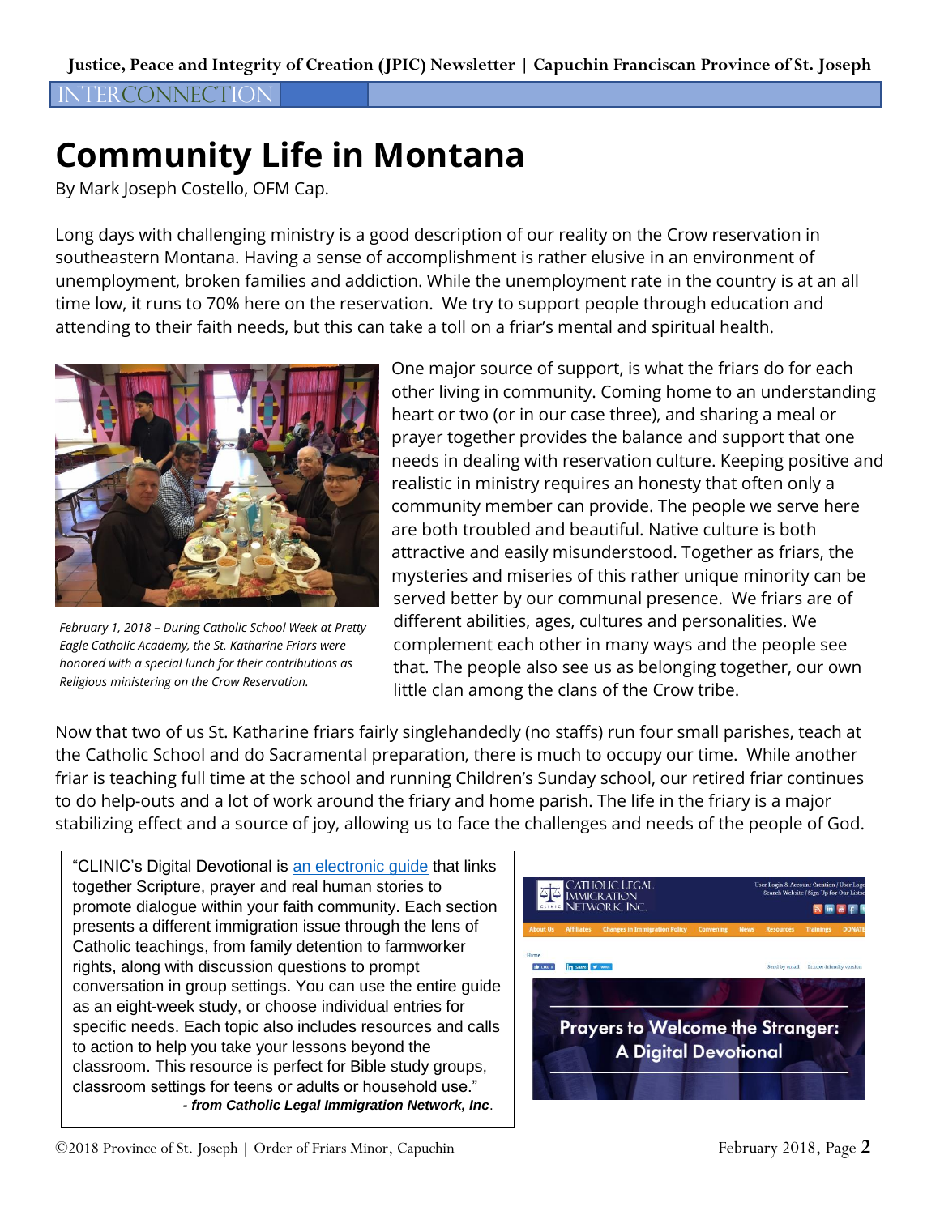# Community Life in Montana

By Mark Joseph Costello, OFM Cap.

Long days with challenging ministry is a good description of our reality on the Crow reservation in southeastern Montana. Having a sense of accomplishment is rather elusive in an environment of unemployment, broken families and addiction. While the unemployment rate in the country is at an all time low, it runs to 70% here on the reservation. We try to support people through education and attending to their faith needs, but this can take a toll on a friar's mental and spiritual health.

*February 1, 2018 – During Catholic School Week at Pretty Eagle Catholic Academy, the St. Katharine Friars were honored with a special lunch for their contributions as Religious ministering on the Crow Reservation.*

One major source of support, is what the friars do for each other living in community. Coming home to an understanding heart or two (or in our case three), and sharing a meal or prayer together provides the balance and support that one needs in dealing with reservation culture. Keeping positive and realistic in ministry requires an honesty that often only a community member can provide. The people we serve here are both troubled and beautiful. Native culture is both attractive and easily misunderstood. Together as friars, the mysteries and miseries of this rather unique minority can be served better by our communal presence. We friars are of different abilities, ages, cultures and personalities. We complement each other in many ways and the people see that. The people also see us as belonging together, our own little clan among the clans of the Crow tribe.

Now that two of us St. Katharine friars fairly singlehandedly (no staffs) run four small parishes, teach at the Catholic School and do Sacramental preparation, there is much to occupy our time. While another friar is teaching full time at the school and running Children's Sunday school, our retired friar continues to do help-outs and a lot of work around the friary and home parish. The life in the friary is a major stabilizing effect and a source of joy, allowing us to face the challenges and needs of the people of God.

"CLINIC's Digital Devotional is an electronic guide that links together Scripture, prayer and real human stories to promote dialogue within your faith community. Each section presents a different immigration issue through the lens of Catholic teachings, from family detention to farmworker rights, along with discussion questions to prompt conversation in group settings. You can use the entire guide as an eight-week study, or choose individual entries for specific needs. Each topic also includes resources and calls to action to help you take your lessons beyond the classroom. This resource is perfect for Bible study groups, classroom settings for teens or adults or household use."
***- from Catholic Legal Immigration Network, Inc.***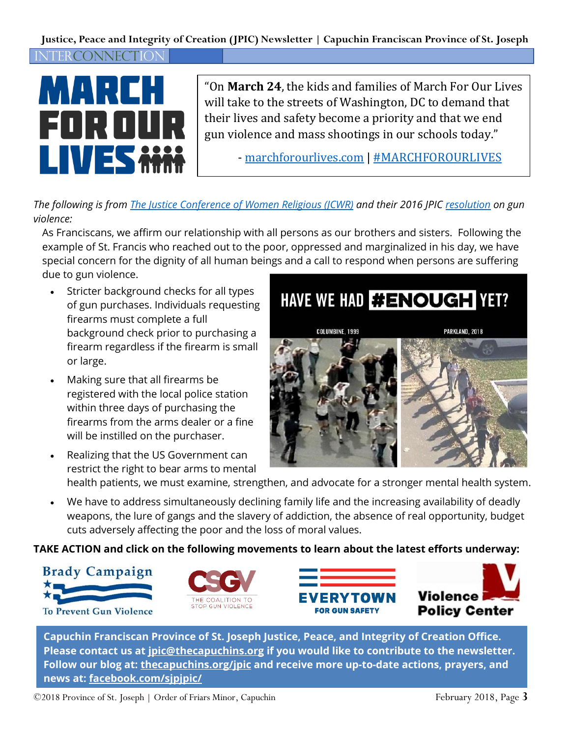# MARCH FOR OUR LIVES

"On **March 24**, the kids and families of March For Our Lives will take to the streets of Washington, DC to demand that their lives and safety become a priority and that we end gun violence and mass shootings in our schools today."

- marchforourlives.com | #MARCHFOROURLIVES

*The following is from The Justice Conference of Women Religious (JCWR) and their 2016 JPIC resolution on gun violence:*

As Franciscans, we affirm our relationship with all persons as our brothers and sisters. Following the example of St. Francis who reached out to the poor, oppressed and marginalized in his day, we have special concern for the dignity of all human beings and a call to respond when persons are suffering due to gun violence.

- Stricter background checks for all types of gun purchases. Individuals requesting firearms must complete a full background check prior to purchasing a firearm regardless if the firearm is small or large.
- Making sure that all firearms be registered with the local police station within three days of purchasing the firearms from the arms dealer or a fine will be instilled on the purchaser.
- Realizing that the US Government can restrict the right to bear arms to mental health patients, we must examine, strengthen, and advocate for a stronger mental health system.
- We have to address simultaneously declining family life and the increasing availability of deadly weapons, the lure of gangs and the slavery of addiction, the absence of real opportunity, budget cuts adversely affecting the poor and the loss of moral values.

HAVE WE HAD #ENOUGH YET?

COLUMBINE, 1999

PARKLAND, 2018

**TAKE ACTION and click on the following movements to learn about the latest efforts underway:**

Brady Campaign To Prevent Gun Violence | CSGV The Coalition to Stop Gun Violence | Everytown for Gun Safety | Violence Policy Center

**Capuchin Franciscan Province of St. Joseph Justice, Peace, and Integrity of Creation Office. Please contact us at jpic@thecapuchins.org if you would like to contribute to the newsletter. Follow our blog at: thecapuchins.org/jpic and receive more up-to-date actions, prayers, and news at: facebook.com/sjpjpic/**